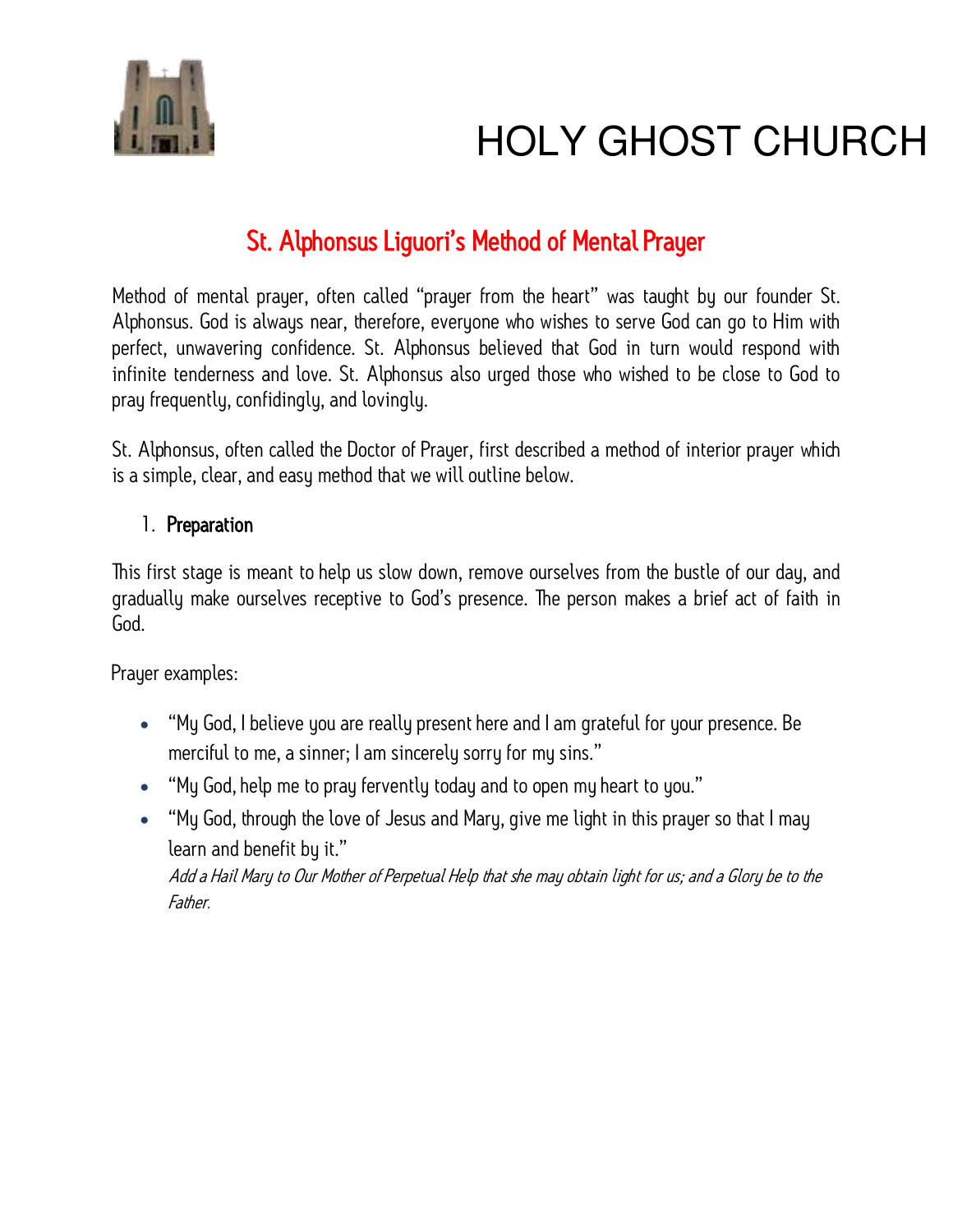# HOLY GHOST CHURCH

## St. Alphonsus Liguori's Method of Mental Prayer

Method of mental prayer, often called "prayer from the heart" was taught by our founder St. Alphonsus. God is always near, therefore, everyone who wishes to serve God can go to Him with perfect, unwavering confidence. St. Alphonsus believed that God in turn would respond with infinite tenderness and love. St. Alphonsus also urged those who wished to be close to God to pray frequently, confidingly, and lovingly.

St. Alphonsus, often called the Doctor of Prayer, first described a method of interior prayer which is a simple, clear, and easy method that we will outline below.

1. **Preparation**

This first stage is meant to help us slow down, remove ourselves from the bustle of our day, and gradually make ourselves receptive to God's presence. The person makes a brief act of faith in God.

Prayer examples:

- "My God, I believe you are really present here and I am grateful for your presence. Be merciful to me, a sinner; I am sincerely sorry for my sins."
- "My God, help me to pray fervently today and to open my heart to you."
- "My God, through the love of Jesus and Mary, give me light in this prayer so that I may learn and benefit by it."
  *Add a Hail Mary to Our Mother of Perpetual Help that she may obtain light for us; and a Glory be to the Father.*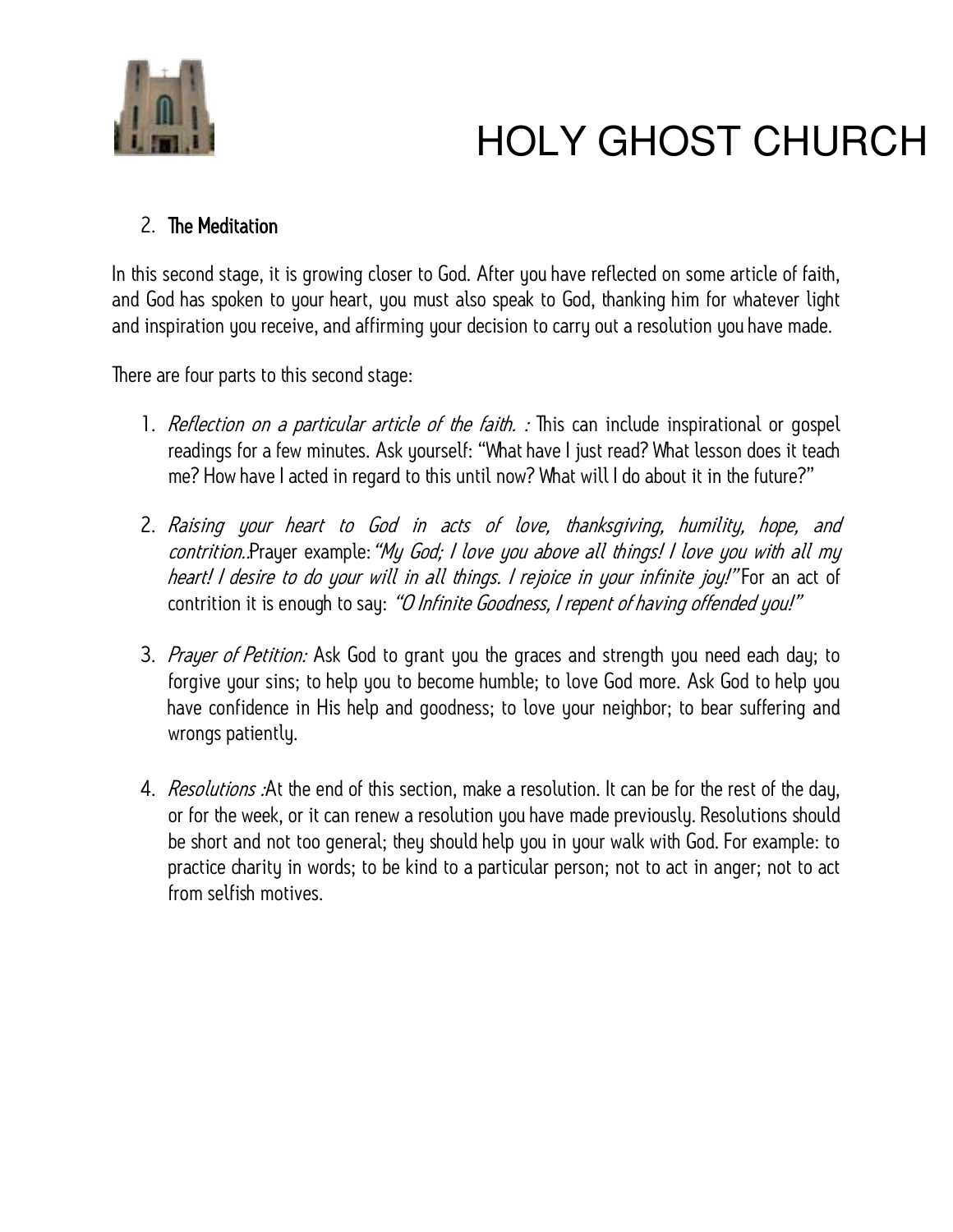# HOLY GHOST CHURCH

2. **The Meditation**

In this second stage, it is growing closer to God. After you have reflected on some article of faith, and God has spoken to your heart, you must also speak to God, thanking him for whatever light and inspiration you receive, and affirming your decision to carry out a resolution you have made.

There are four parts to this second stage:

1. *Reflection on a particular article of the faith. :* This can include inspirational or gospel readings for a few minutes. Ask yourself: "What have I just read? What lesson does it teach me? How have I acted in regard to this until now? What will I do about it in the future?"

2. *Raising your heart to God in acts of love, thanksgiving, humility, hope, and contrition.*.Prayer example: *"My God; I love you above all things! I love you with all my heart! I desire to do your will in all things. I rejoice in your infinite joy!"* For an act of contrition it is enough to say: *"O Infinite Goodness, I repent of having offended you!"*

3. *Prayer of Petition:* Ask God to grant you the graces and strength you need each day; to forgive your sins; to help you to become humble; to love God more. Ask God to help you have confidence in His help and goodness; to love your neighbor; to bear suffering and wrongs patiently.

4. *Resolutions :*At the end of this section, make a resolution. It can be for the rest of the day, or for the week, or it can renew a resolution you have made previously. Resolutions should be short and not too general; they should help you in your walk with God. For example: to practice charity in words; to be kind to a particular person; not to act in anger; not to act from selfish motives.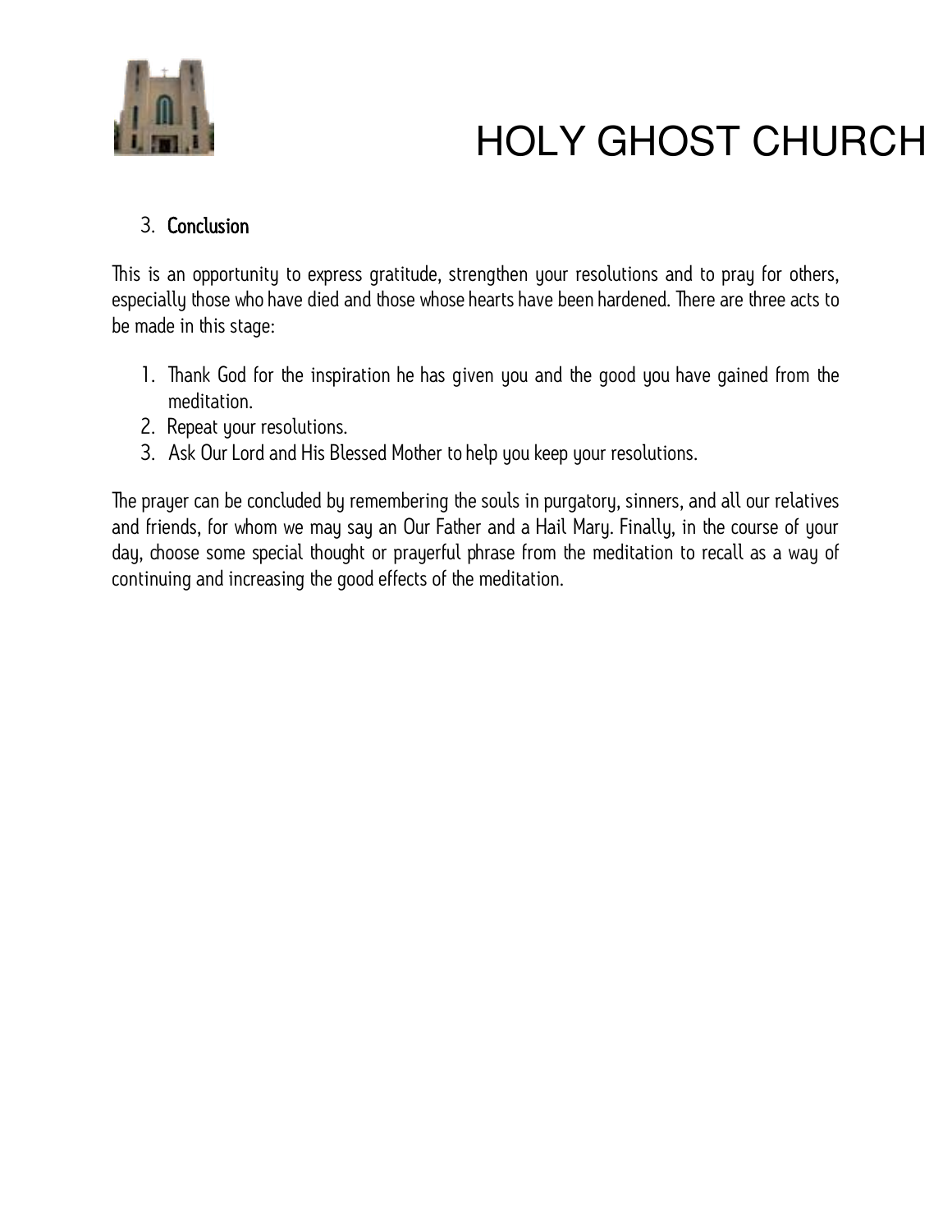3. **Conclusion**

This is an opportunity to express gratitude, strengthen your resolutions and to pray for others, especially those who have died and those whose hearts have been hardened. There are three acts to be made in this stage:

1. Thank God for the inspiration he has given you and the good you have gained from the meditation.
2. Repeat your resolutions.
3. Ask Our Lord and His Blessed Mother to help you keep your resolutions.

The prayer can be concluded by remembering the souls in purgatory, sinners, and all our relatives and friends, for whom we may say an Our Father and a Hail Mary. Finally, in the course of your day, choose some special thought or prayerful phrase from the meditation to recall as a way of continuing and increasing the good effects of the meditation.